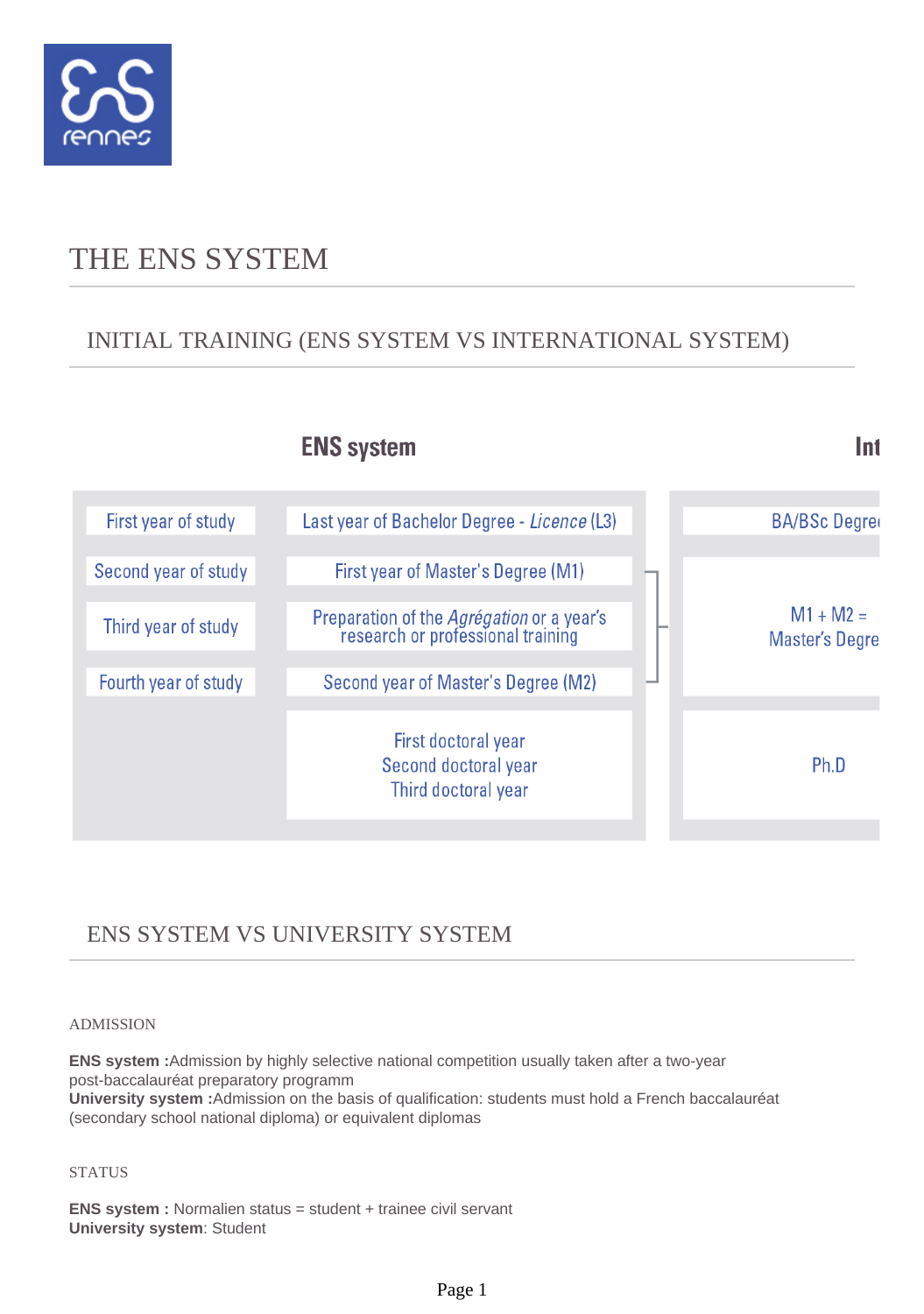# THE ENS SYSTEM

## INITIAL TRAINING (ENS SYSTEM VS INTERNATIONAL SYSTEM)

| | ENS system | Int |
|---|---|---|
| First year of study | Last year of Bachelor Degree - *Licence* (L3) | BA/BSc Degre |
| Second year of study | First year of Master's Degree (M1) | M1 + M2 = Master's Degre |
| Third year of study | Preparation of the *Agrégation* or a year's research or professional training | |
| Fourth year of study | Second year of Master's Degree (M2) | |
| | First doctoral year<br>Second doctoral year<br>Third doctoral year | Ph.D |

## ENS SYSTEM VS UNIVERSITY SYSTEM

### ADMISSION

**ENS system :**Admission by highly selective national competition usually taken after a two-year post-baccalauréat preparatory programm
**University system :**Admission on the basis of qualification: students must hold a French baccalauréat (secondary school national diploma) or equivalent diplomas

### STATUS

**ENS system :** Normalien status = student + trainee civil servant
**University system**: Student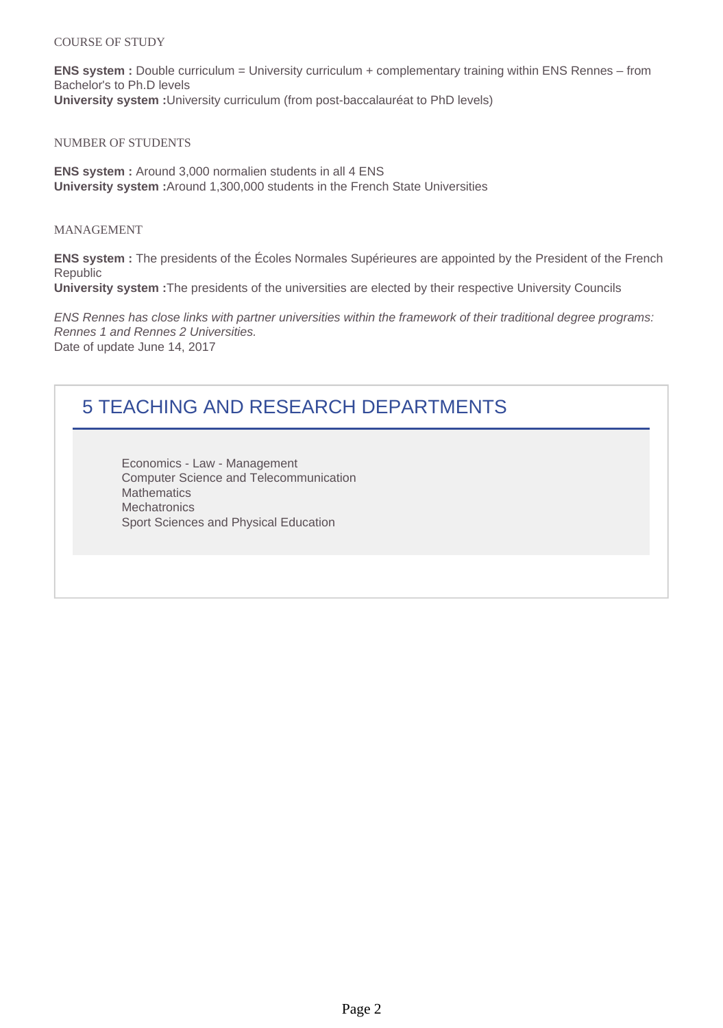COURSE OF STUDY

**ENS system :** Double curriculum = University curriculum + complementary training within ENS Rennes – from Bachelor's to Ph.D levels
**University system :**University curriculum (from post-baccalauréat to PhD levels)

NUMBER OF STUDENTS

**ENS system :** Around 3,000 normalien students in all 4 ENS
**University system :**Around 1,300,000 students in the French State Universities

MANAGEMENT

**ENS system :** The presidents of the Écoles Normales Supérieures are appointed by the President of the French Republic
**University system :**The presidents of the universities are elected by their respective University Councils

*ENS Rennes has close links with partner universities within the framework of their traditional degree programs: Rennes 1 and Rennes 2 Universities.*
Date of update June 14, 2017

## 5 TEACHING AND RESEARCH DEPARTMENTS

Economics - Law - Management
Computer Science and Telecommunication
Mathematics
Mechatronics
Sport Sciences and Physical Education